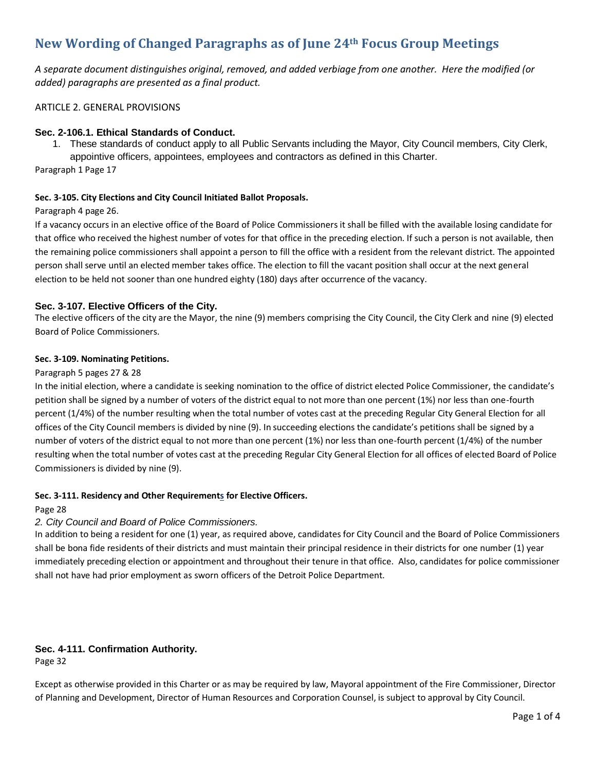# New Wording of Changed Paragraphs as of June 24th Focus Group Meetings

*A separate document distinguishes original, removed, and added verbiage from one another. Here the modified (or added) paragraphs are presented as a final product.*

ARTICLE 2. GENERAL PROVISIONS

### Sec. 2-106.1. Ethical Standards of Conduct.

1. These standards of conduct apply to all Public Servants including the Mayor, City Council members, City Clerk, appointive officers, appointees, employees and contractors as defined in this Charter.

Paragraph 1 Page 17

#### Sec. 3-105. City Elections and City Council Initiated Ballot Proposals.

Paragraph 4 page 26.

If a vacancy occurs in an elective office of the Board of Police Commissioners it shall be filled with the available losing candidate for that office who received the highest number of votes for that office in the preceding election. If such a person is not available, then the remaining police commissioners shall appoint a person to fill the office with a resident from the relevant district. The appointed person shall serve until an elected member takes office. The election to fill the vacant position shall occur at the next general election to be held not sooner than one hundred eighty (180) days after occurrence of the vacancy.

### Sec. 3-107. Elective Officers of the City.

The elective officers of the city are the Mayor, the nine (9) members comprising the City Council, the City Clerk and nine (9) elected Board of Police Commissioners.

#### Sec. 3-109. Nominating Petitions.

Paragraph 5 pages 27 & 28

In the initial election, where a candidate is seeking nomination to the office of district elected Police Commissioner, the candidate's petition shall be signed by a number of voters of the district equal to not more than one percent (1%) nor less than one-fourth percent (1/4%) of the number resulting when the total number of votes cast at the preceding Regular City General Election for all offices of the City Council members is divided by nine (9). In succeeding elections the candidate's petitions shall be signed by a number of voters of the district equal to not more than one percent (1%) nor less than one-fourth percent (1/4%) of the number resulting when the total number of votes cast at the preceding Regular City General Election for all offices of elected Board of Police Commissioners is divided by nine (9).

#### Sec. 3-111. Residency and Other Requirements for Elective Officers.

Page 28

*2. City Council and Board of Police Commissioners.*

In addition to being a resident for one (1) year, as required above, candidates for City Council and the Board of Police Commissioners shall be bona fide residents of their districts and must maintain their principal residence in their districts for one number (1) year immediately preceding election or appointment and throughout their tenure in that office. Also, candidates for police commissioner shall not have had prior employment as sworn officers of the Detroit Police Department.

### Sec. 4-111. Confirmation Authority.

Page 32

Except as otherwise provided in this Charter or as may be required by law, Mayoral appointment of the Fire Commissioner, Director of Planning and Development, Director of Human Resources and Corporation Counsel, is subject to approval by City Council.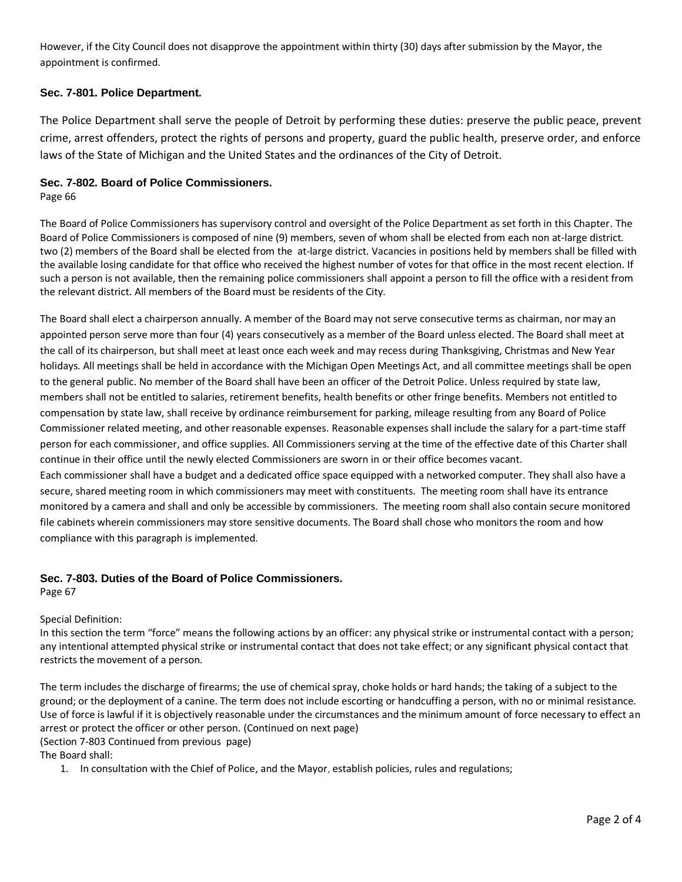However, if the City Council does not disapprove the appointment within thirty (30) days after submission by the Mayor, the appointment is confirmed.

### Sec. 7-801. Police Department.

The Police Department shall serve the people of Detroit by performing these duties: preserve the public peace, prevent crime, arrest offenders, protect the rights of persons and property, guard the public health, preserve order, and enforce laws of the State of Michigan and the United States and the ordinances of the City of Detroit.

### Sec. 7-802. Board of Police Commissioners.

Page 66

The Board of Police Commissioners has supervisory control and oversight of the Police Department as set forth in this Chapter. The Board of Police Commissioners is composed of nine (9) members, seven of whom shall be elected from each non at-large district. two (2) members of the Board shall be elected from the at-large district. Vacancies in positions held by members shall be filled with the available losing candidate for that office who received the highest number of votes for that office in the most recent election. If such a person is not available, then the remaining police commissioners shall appoint a person to fill the office with a resident from the relevant district. All members of the Board must be residents of the City.

The Board shall elect a chairperson annually. A member of the Board may not serve consecutive terms as chairman, nor may an appointed person serve more than four (4) years consecutively as a member of the Board unless elected. The Board shall meet at the call of its chairperson, but shall meet at least once each week and may recess during Thanksgiving, Christmas and New Year holidays. All meetings shall be held in accordance with the Michigan Open Meetings Act, and all committee meetings shall be open to the general public. No member of the Board shall have been an officer of the Detroit Police. Unless required by state law, members shall not be entitled to salaries, retirement benefits, health benefits or other fringe benefits. Members not entitled to compensation by state law, shall receive by ordinance reimbursement for parking, mileage resulting from any Board of Police Commissioner related meeting, and other reasonable expenses. Reasonable expenses shall include the salary for a part-time staff person for each commissioner, and office supplies. All Commissioners serving at the time of the effective date of this Charter shall continue in their office until the newly elected Commissioners are sworn in or their office becomes vacant.
Each commissioner shall have a budget and a dedicated office space equipped with a networked computer. They shall also have a secure, shared meeting room in which commissioners may meet with constituents. The meeting room shall have its entrance monitored by a camera and shall and only be accessible by commissioners. The meeting room shall also contain secure monitored file cabinets wherein commissioners may store sensitive documents. The Board shall chose who monitors the room and how compliance with this paragraph is implemented.

### Sec. 7-803. Duties of the Board of Police Commissioners.

Page 67

Special Definition:
In this section the term "force" means the following actions by an officer: any physical strike or instrumental contact with a person; any intentional attempted physical strike or instrumental contact that does not take effect; or any significant physical contact that restricts the movement of a person.

The term includes the discharge of firearms; the use of chemical spray, choke holds or hard hands; the taking of a subject to the ground; or the deployment of a canine. The term does not include escorting or handcuffing a person, with no or minimal resistance. Use of force is lawful if it is objectively reasonable under the circumstances and the minimum amount of force necessary to effect an arrest or protect the officer or other person. (Continued on next page)
(Section 7-803 Continued from previous page)
The Board shall:

1. In consultation with the Chief of Police, and the Mayor, establish policies, rules and regulations;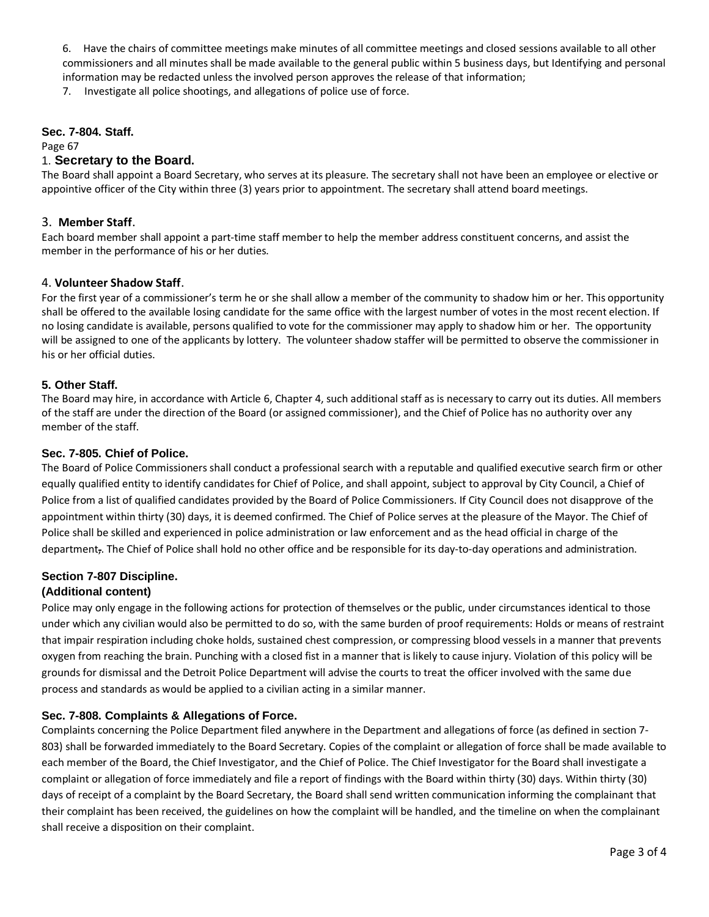6. Have the chairs of committee meetings make minutes of all committee meetings and closed sessions available to all other commissioners and all minutes shall be made available to the general public within 5 business days, but Identifying and personal information may be redacted unless the involved person approves the release of that information;
7. Investigate all police shootings, and allegations of police use of force.

### Sec. 7-804. Staff.

Page 67

#### 1. Secretary to the Board.

The Board shall appoint a Board Secretary, who serves at its pleasure. The secretary shall not have been an employee or elective or appointive officer of the City within three (3) years prior to appointment. The secretary shall attend board meetings.

#### 3. Member Staff.

Each board member shall appoint a part-time staff member to help the member address constituent concerns, and assist the member in the performance of his or her duties.

#### 4. Volunteer Shadow Staff.

For the first year of a commissioner's term he or she shall allow a member of the community to shadow him or her. This opportunity shall be offered to the available losing candidate for the same office with the largest number of votes in the most recent election. If no losing candidate is available, persons qualified to vote for the commissioner may apply to shadow him or her. The opportunity will be assigned to one of the applicants by lottery. The volunteer shadow staffer will be permitted to observe the commissioner in his or her official duties.

#### 5. Other Staff.

The Board may hire, in accordance with Article 6, Chapter 4, such additional staff as is necessary to carry out its duties. All members of the staff are under the direction of the Board (or assigned commissioner), and the Chief of Police has no authority over any member of the staff.

### Sec. 7-805. Chief of Police.

The Board of Police Commissioners shall conduct a professional search with a reputable and qualified executive search firm or other equally qualified entity to identify candidates for Chief of Police, and shall appoint, subject to approval by City Council, a Chief of Police from a list of qualified candidates provided by the Board of Police Commissioners. If City Council does not disapprove of the appointment within thirty (30) days, it is deemed confirmed. The Chief of Police serves at the pleasure of the Mayor. The Chief of Police shall be skilled and experienced in police administration or law enforcement and as the head official in charge of the department,. The Chief of Police shall hold no other office and be responsible for its day-to-day operations and administration.

### Section 7-807 Discipline.

**(Additional content)**

Police may only engage in the following actions for protection of themselves or the public, under circumstances identical to those under which any civilian would also be permitted to do so, with the same burden of proof requirements: Holds or means of restraint that impair respiration including choke holds, sustained chest compression, or compressing blood vessels in a manner that prevents oxygen from reaching the brain. Punching with a closed fist in a manner that is likely to cause injury. Violation of this policy will be grounds for dismissal and the Detroit Police Department will advise the courts to treat the officer involved with the same due process and standards as would be applied to a civilian acting in a similar manner.

### Sec. 7-808. Complaints & Allegations of Force.

Complaints concerning the Police Department filed anywhere in the Department and allegations of force (as defined in section 7-803) shall be forwarded immediately to the Board Secretary. Copies of the complaint or allegation of force shall be made available to each member of the Board, the Chief Investigator, and the Chief of Police. The Chief Investigator for the Board shall investigate a complaint or allegation of force immediately and file a report of findings with the Board within thirty (30) days. Within thirty (30) days of receipt of a complaint by the Board Secretary, the Board shall send written communication informing the complainant that their complaint has been received, the guidelines on how the complaint will be handled, and the timeline on when the complainant shall receive a disposition on their complaint.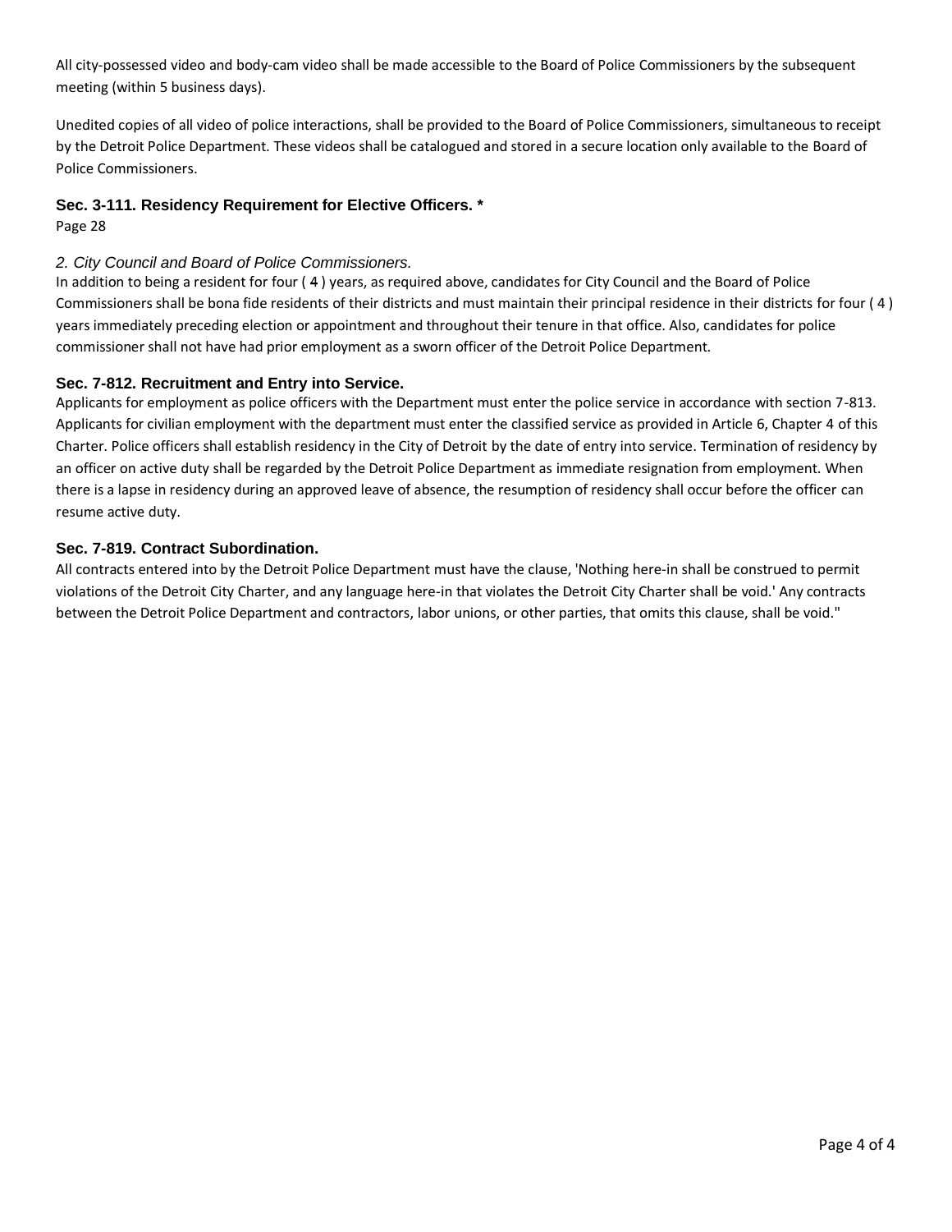All city-possessed video and body-cam video shall be made accessible to the Board of Police Commissioners by the subsequent meeting (within 5 business days).

Unedited copies of all video of police interactions, shall be provided to the Board of Police Commissioners, simultaneous to receipt by the Detroit Police Department. These videos shall be catalogued and stored in a secure location only available to the Board of Police Commissioners.

### Sec. 3-111. Residency Requirement for Elective Officers. *

Page 28

*2. City Council and Board of Police Commissioners.*

In addition to being a resident for four ( 4 ) years, as required above, candidates for City Council and the Board of Police Commissioners shall be bona fide residents of their districts and must maintain their principal residence in their districts for four ( 4 ) years immediately preceding election or appointment and throughout their tenure in that office. Also, candidates for police commissioner shall not have had prior employment as a sworn officer of the Detroit Police Department.

### Sec. 7-812. Recruitment and Entry into Service.

Applicants for employment as police officers with the Department must enter the police service in accordance with section 7-813. Applicants for civilian employment with the department must enter the classified service as provided in Article 6, Chapter 4 of this Charter. Police officers shall establish residency in the City of Detroit by the date of entry into service. Termination of residency by an officer on active duty shall be regarded by the Detroit Police Department as immediate resignation from employment. When there is a lapse in residency during an approved leave of absence, the resumption of residency shall occur before the officer can resume active duty.

### Sec. 7-819. Contract Subordination.

All contracts entered into by the Detroit Police Department must have the clause, 'Nothing here-in shall be construed to permit violations of the Detroit City Charter, and any language here-in that violates the Detroit City Charter shall be void.' Any contracts between the Detroit Police Department and contractors, labor unions, or other parties, that omits this clause, shall be void."